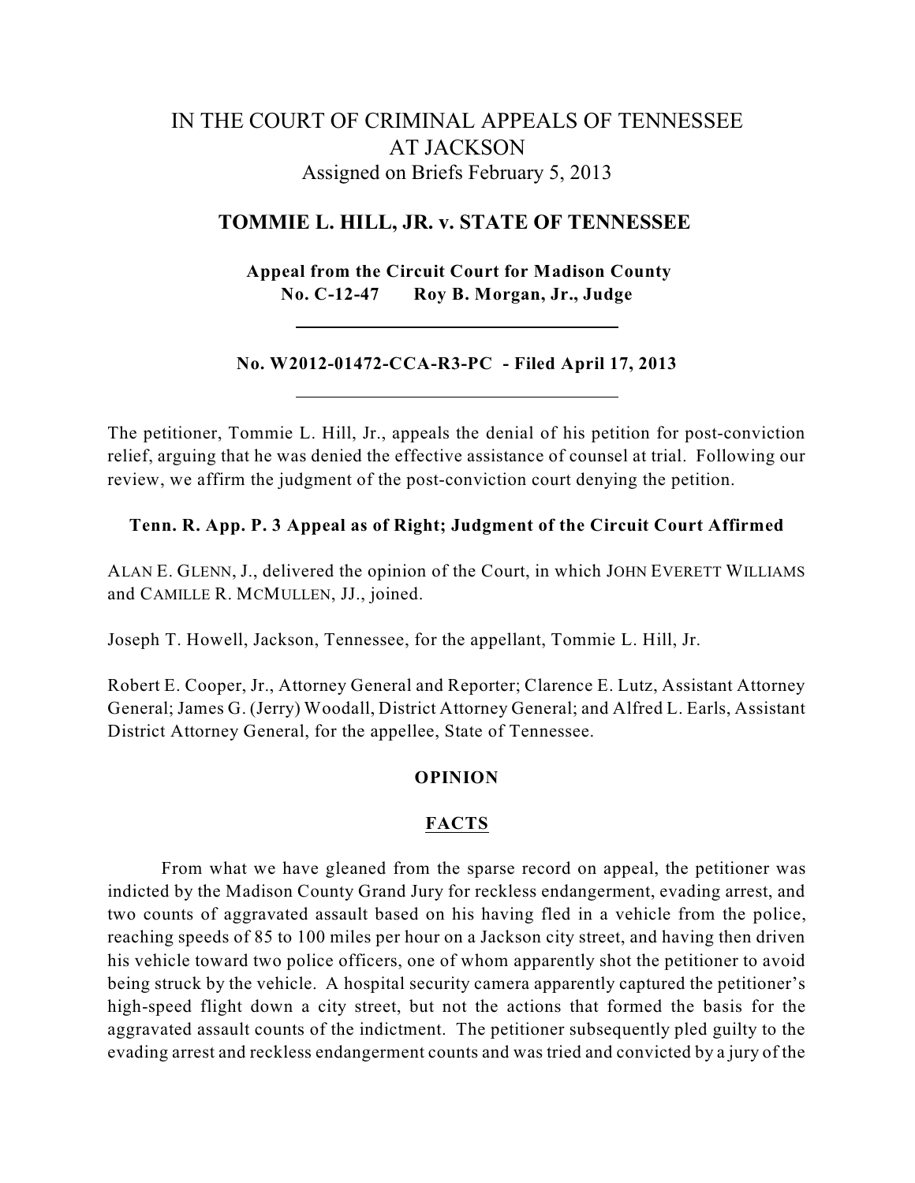# IN THE COURT OF CRIMINAL APPEALS OF TENNESSEE AT JACKSON

Assigned on Briefs February 5, 2013

## TOMMIE L. HILL, JR. v. STATE OF TENNESSEE

**Appeal from the Circuit Court for Madison County**
**No. C-12-47 Roy B. Morgan, Jr., Judge**

---

**No. W2012-01472-CCA-R3-PC - Filed April 17, 2013**

---

The petitioner, Tommie L. Hill, Jr., appeals the denial of his petition for post-conviction relief, arguing that he was denied the effective assistance of counsel at trial. Following our review, we affirm the judgment of the post-conviction court denying the petition.

**Tenn. R. App. P. 3 Appeal as of Right; Judgment of the Circuit Court Affirmed**

ALAN E. GLENN, J., delivered the opinion of the Court, in which JOHN EVERETT WILLIAMS and CAMILLE R. MCMULLEN, JJ., joined.

Joseph T. Howell, Jackson, Tennessee, for the appellant, Tommie L. Hill, Jr.

Robert E. Cooper, Jr., Attorney General and Reporter; Clarence E. Lutz, Assistant Attorney General; James G. (Jerry) Woodall, District Attorney General; and Alfred L. Earls, Assistant District Attorney General, for the appellee, State of Tennessee.

## OPINION

### FACTS

From what we have gleaned from the sparse record on appeal, the petitioner was indicted by the Madison County Grand Jury for reckless endangerment, evading arrest, and two counts of aggravated assault based on his having fled in a vehicle from the police, reaching speeds of 85 to 100 miles per hour on a Jackson city street, and having then driven his vehicle toward two police officers, one of whom apparently shot the petitioner to avoid being struck by the vehicle. A hospital security camera apparently captured the petitioner's high-speed flight down a city street, but not the actions that formed the basis for the aggravated assault counts of the indictment. The petitioner subsequently pled guilty to the evading arrest and reckless endangerment counts and was tried and convicted by a jury of the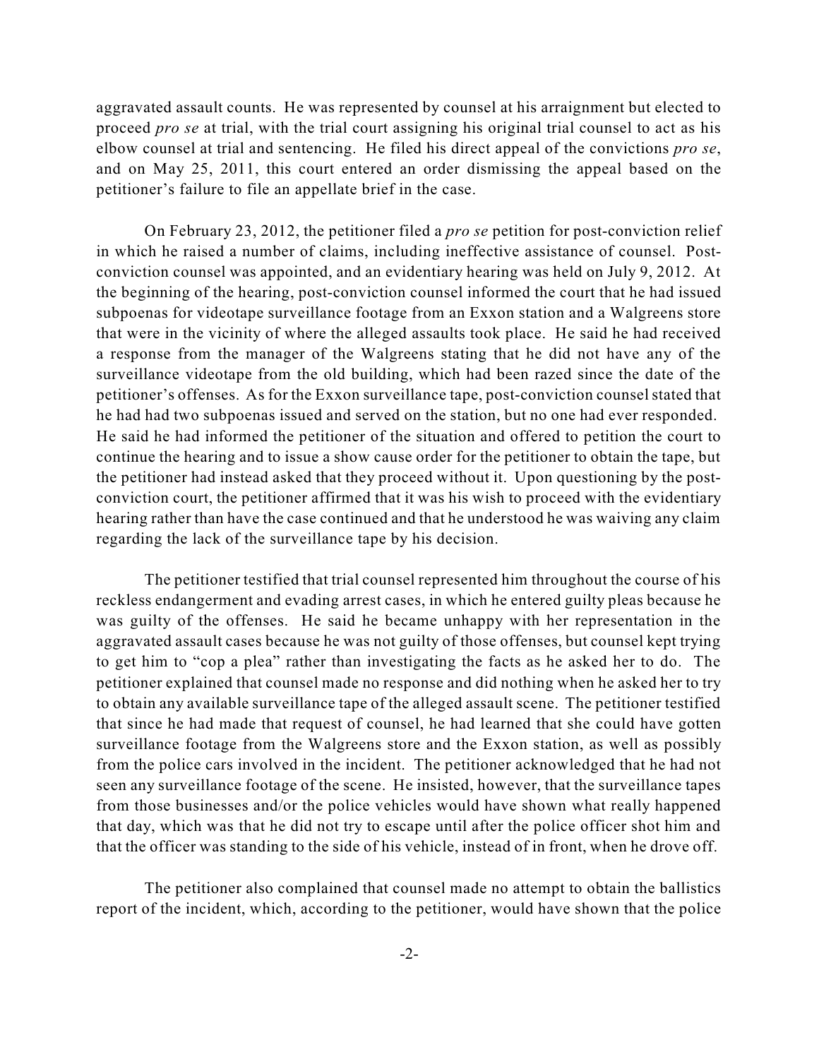aggravated assault counts. He was represented by counsel at his arraignment but elected to proceed *pro se* at trial, with the trial court assigning his original trial counsel to act as his elbow counsel at trial and sentencing. He filed his direct appeal of the convictions *pro se*, and on May 25, 2011, this court entered an order dismissing the appeal based on the petitioner's failure to file an appellate brief in the case.

On February 23, 2012, the petitioner filed a *pro se* petition for post-conviction relief in which he raised a number of claims, including ineffective assistance of counsel. Post-conviction counsel was appointed, and an evidentiary hearing was held on July 9, 2012. At the beginning of the hearing, post-conviction counsel informed the court that he had issued subpoenas for videotape surveillance footage from an Exxon station and a Walgreens store that were in the vicinity of where the alleged assaults took place. He said he had received a response from the manager of the Walgreens stating that he did not have any of the surveillance videotape from the old building, which had been razed since the date of the petitioner's offenses. As for the Exxon surveillance tape, post-conviction counsel stated that he had had two subpoenas issued and served on the station, but no one had ever responded. He said he had informed the petitioner of the situation and offered to petition the court to continue the hearing and to issue a show cause order for the petitioner to obtain the tape, but the petitioner had instead asked that they proceed without it. Upon questioning by the post-conviction court, the petitioner affirmed that it was his wish to proceed with the evidentiary hearing rather than have the case continued and that he understood he was waiving any claim regarding the lack of the surveillance tape by his decision.

The petitioner testified that trial counsel represented him throughout the course of his reckless endangerment and evading arrest cases, in which he entered guilty pleas because he was guilty of the offenses. He said he became unhappy with her representation in the aggravated assault cases because he was not guilty of those offenses, but counsel kept trying to get him to "cop a plea" rather than investigating the facts as he asked her to do. The petitioner explained that counsel made no response and did nothing when he asked her to try to obtain any available surveillance tape of the alleged assault scene. The petitioner testified that since he had made that request of counsel, he had learned that she could have gotten surveillance footage from the Walgreens store and the Exxon station, as well as possibly from the police cars involved in the incident. The petitioner acknowledged that he had not seen any surveillance footage of the scene. He insisted, however, that the surveillance tapes from those businesses and/or the police vehicles would have shown what really happened that day, which was that he did not try to escape until after the police officer shot him and that the officer was standing to the side of his vehicle, instead of in front, when he drove off.

The petitioner also complained that counsel made no attempt to obtain the ballistics report of the incident, which, according to the petitioner, would have shown that the police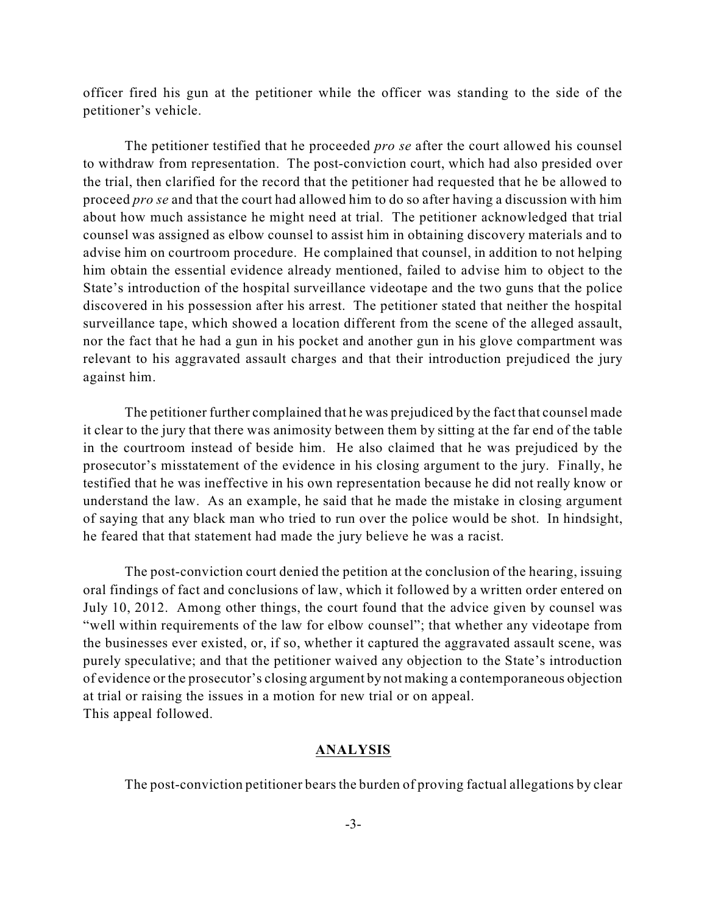officer fired his gun at the petitioner while the officer was standing to the side of the petitioner's vehicle.

The petitioner testified that he proceeded *pro se* after the court allowed his counsel to withdraw from representation. The post-conviction court, which had also presided over the trial, then clarified for the record that the petitioner had requested that he be allowed to proceed *pro se* and that the court had allowed him to do so after having a discussion with him about how much assistance he might need at trial. The petitioner acknowledged that trial counsel was assigned as elbow counsel to assist him in obtaining discovery materials and to advise him on courtroom procedure. He complained that counsel, in addition to not helping him obtain the essential evidence already mentioned, failed to advise him to object to the State's introduction of the hospital surveillance videotape and the two guns that the police discovered in his possession after his arrest. The petitioner stated that neither the hospital surveillance tape, which showed a location different from the scene of the alleged assault, nor the fact that he had a gun in his pocket and another gun in his glove compartment was relevant to his aggravated assault charges and that their introduction prejudiced the jury against him.

The petitioner further complained that he was prejudiced by the fact that counsel made it clear to the jury that there was animosity between them by sitting at the far end of the table in the courtroom instead of beside him. He also claimed that he was prejudiced by the prosecutor's misstatement of the evidence in his closing argument to the jury. Finally, he testified that he was ineffective in his own representation because he did not really know or understand the law. As an example, he said that he made the mistake in closing argument of saying that any black man who tried to run over the police would be shot. In hindsight, he feared that that statement had made the jury believe he was a racist.

The post-conviction court denied the petition at the conclusion of the hearing, issuing oral findings of fact and conclusions of law, which it followed by a written order entered on July 10, 2012. Among other things, the court found that the advice given by counsel was "well within requirements of the law for elbow counsel"; that whether any videotape from the businesses ever existed, or, if so, whether it captured the aggravated assault scene, was purely speculative; and that the petitioner waived any objection to the State's introduction of evidence or the prosecutor's closing argument by not making a contemporaneous objection at trial or raising the issues in a motion for new trial or on appeal.
This appeal followed.

## ANALYSIS

The post-conviction petitioner bears the burden of proving factual allegations by clear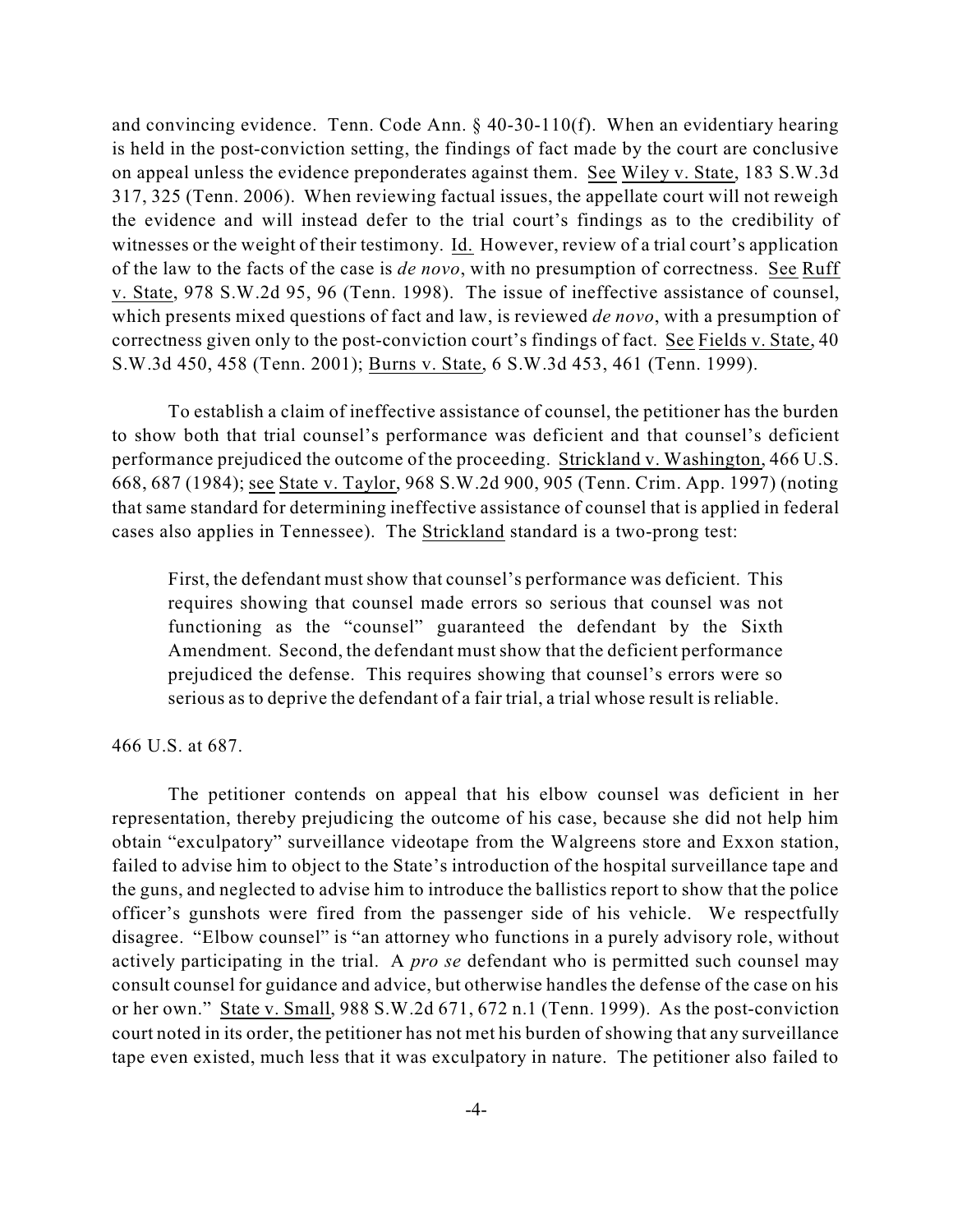and convincing evidence. Tenn. Code Ann. § 40-30-110(f). When an evidentiary hearing is held in the post-conviction setting, the findings of fact made by the court are conclusive on appeal unless the evidence preponderates against them. See Wiley v. State, 183 S.W.3d 317, 325 (Tenn. 2006). When reviewing factual issues, the appellate court will not reweigh the evidence and will instead defer to the trial court's findings as to the credibility of witnesses or the weight of their testimony. Id. However, review of a trial court's application of the law to the facts of the case is *de novo*, with no presumption of correctness. See Ruff v. State, 978 S.W.2d 95, 96 (Tenn. 1998). The issue of ineffective assistance of counsel, which presents mixed questions of fact and law, is reviewed *de novo*, with a presumption of correctness given only to the post-conviction court's findings of fact. See Fields v. State, 40 S.W.3d 450, 458 (Tenn. 2001); Burns v. State, 6 S.W.3d 453, 461 (Tenn. 1999).

To establish a claim of ineffective assistance of counsel, the petitioner has the burden to show both that trial counsel's performance was deficient and that counsel's deficient performance prejudiced the outcome of the proceeding. Strickland v. Washington, 466 U.S. 668, 687 (1984); see State v. Taylor, 968 S.W.2d 900, 905 (Tenn. Crim. App. 1997) (noting that same standard for determining ineffective assistance of counsel that is applied in federal cases also applies in Tennessee). The Strickland standard is a two-prong test:

> First, the defendant must show that counsel's performance was deficient. This requires showing that counsel made errors so serious that counsel was not functioning as the "counsel" guaranteed the defendant by the Sixth Amendment. Second, the defendant must show that the deficient performance prejudiced the defense. This requires showing that counsel's errors were so serious as to deprive the defendant of a fair trial, a trial whose result is reliable.

466 U.S. at 687.

The petitioner contends on appeal that his elbow counsel was deficient in her representation, thereby prejudicing the outcome of his case, because she did not help him obtain "exculpatory" surveillance videotape from the Walgreens store and Exxon station, failed to advise him to object to the State's introduction of the hospital surveillance tape and the guns, and neglected to advise him to introduce the ballistics report to show that the police officer's gunshots were fired from the passenger side of his vehicle. We respectfully disagree. "Elbow counsel" is "an attorney who functions in a purely advisory role, without actively participating in the trial. A *pro se* defendant who is permitted such counsel may consult counsel for guidance and advice, but otherwise handles the defense of the case on his or her own." State v. Small, 988 S.W.2d 671, 672 n.1 (Tenn. 1999). As the post-conviction court noted in its order, the petitioner has not met his burden of showing that any surveillance tape even existed, much less that it was exculpatory in nature. The petitioner also failed to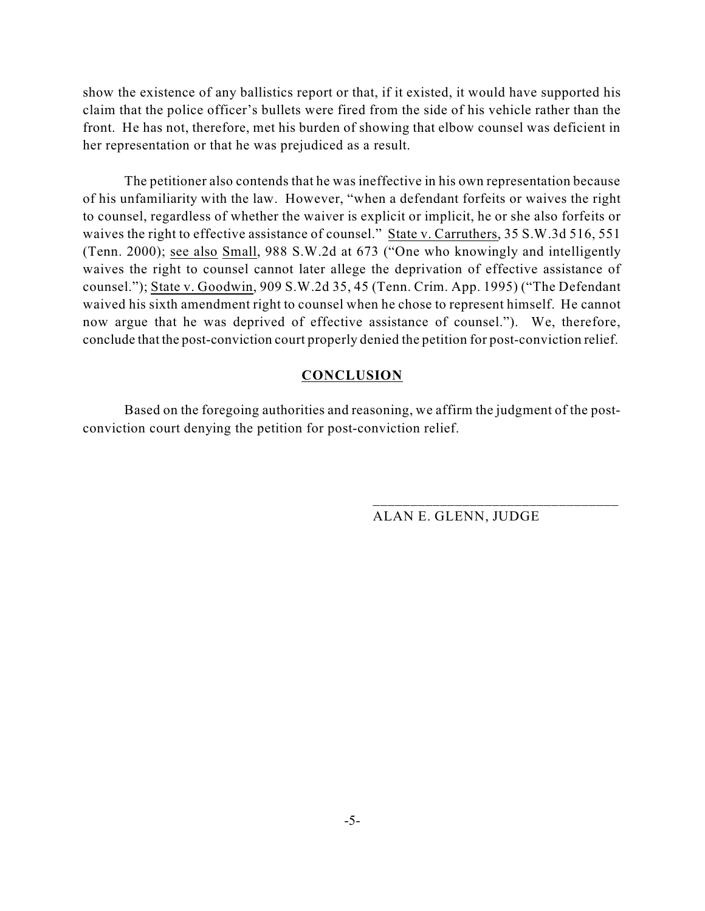show the existence of any ballistics report or that, if it existed, it would have supported his claim that the police officer's bullets were fired from the side of his vehicle rather than the front. He has not, therefore, met his burden of showing that elbow counsel was deficient in her representation or that he was prejudiced as a result.

The petitioner also contends that he was ineffective in his own representation because of his unfamiliarity with the law. However, "when a defendant forfeits or waives the right to counsel, regardless of whether the waiver is explicit or implicit, he or she also forfeits or waives the right to effective assistance of counsel." State v. Carruthers, 35 S.W.3d 516, 551 (Tenn. 2000); see also Small, 988 S.W.2d at 673 ("One who knowingly and intelligently waives the right to counsel cannot later allege the deprivation of effective assistance of counsel."); State v. Goodwin, 909 S.W.2d 35, 45 (Tenn. Crim. App. 1995) ("The Defendant waived his sixth amendment right to counsel when he chose to represent himself. He cannot now argue that he was deprived of effective assistance of counsel."). We, therefore, conclude that the post-conviction court properly denied the petition for post-conviction relief.

## CONCLUSION

Based on the foregoing authorities and reasoning, we affirm the judgment of the post-conviction court denying the petition for post-conviction relief.

___________________________________
ALAN E. GLENN, JUDGE